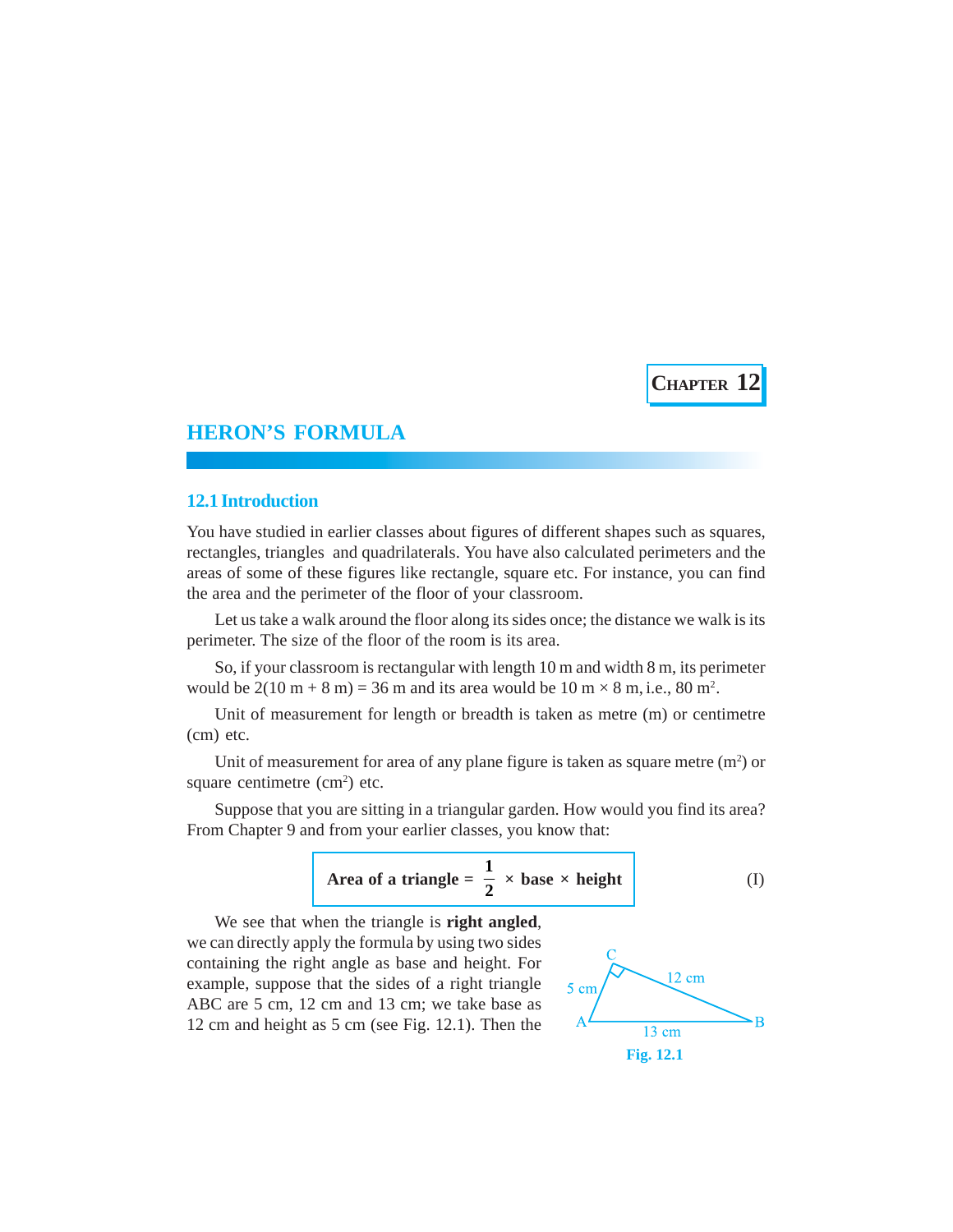Chapter 12

# HERON'S FORMULA

## 12.1 Introduction

You have studied in earlier classes about figures of different shapes such as squares, rectangles, triangles and quadrilaterals. You have also calculated perimeters and the areas of some of these figures like rectangle, square etc. For instance, you can find the area and the perimeter of the floor of your classroom.

Let us take a walk around the floor along its sides once; the distance we walk is its perimeter. The size of the floor of the room is its area.

So, if your classroom is rectangular with length 10 m and width 8 m, its perimeter would be 2(10 m + 8 m) = 36 m and its area would be 10 m × 8 m, i.e., 80 $m^2$.

Unit of measurement for length or breadth is taken as metre (m) or centimetre (cm) etc.

Unit of measurement for area of any plane figure is taken as square metre ($m^2$) or square centimetre ($cm^2$) etc.

Suppose that you are sitting in a triangular garden. How would you find its area? From Chapter 9 and from your earlier classes, you know that:

$$\textbf{Area of a triangle} = \frac{1}{2} \times \textbf{base} \times \textbf{height} \qquad \text{(I)}$$

We see that when the triangle is **right angled**, we can directly apply the formula by using two sides containing the right angle as base and height. For example, suppose that the sides of a right triangle ABC are 5 cm, 12 cm and 13 cm; we take base as 12 cm and height as 5 cm (see Fig. 12.1). Then the

Fig. 12.1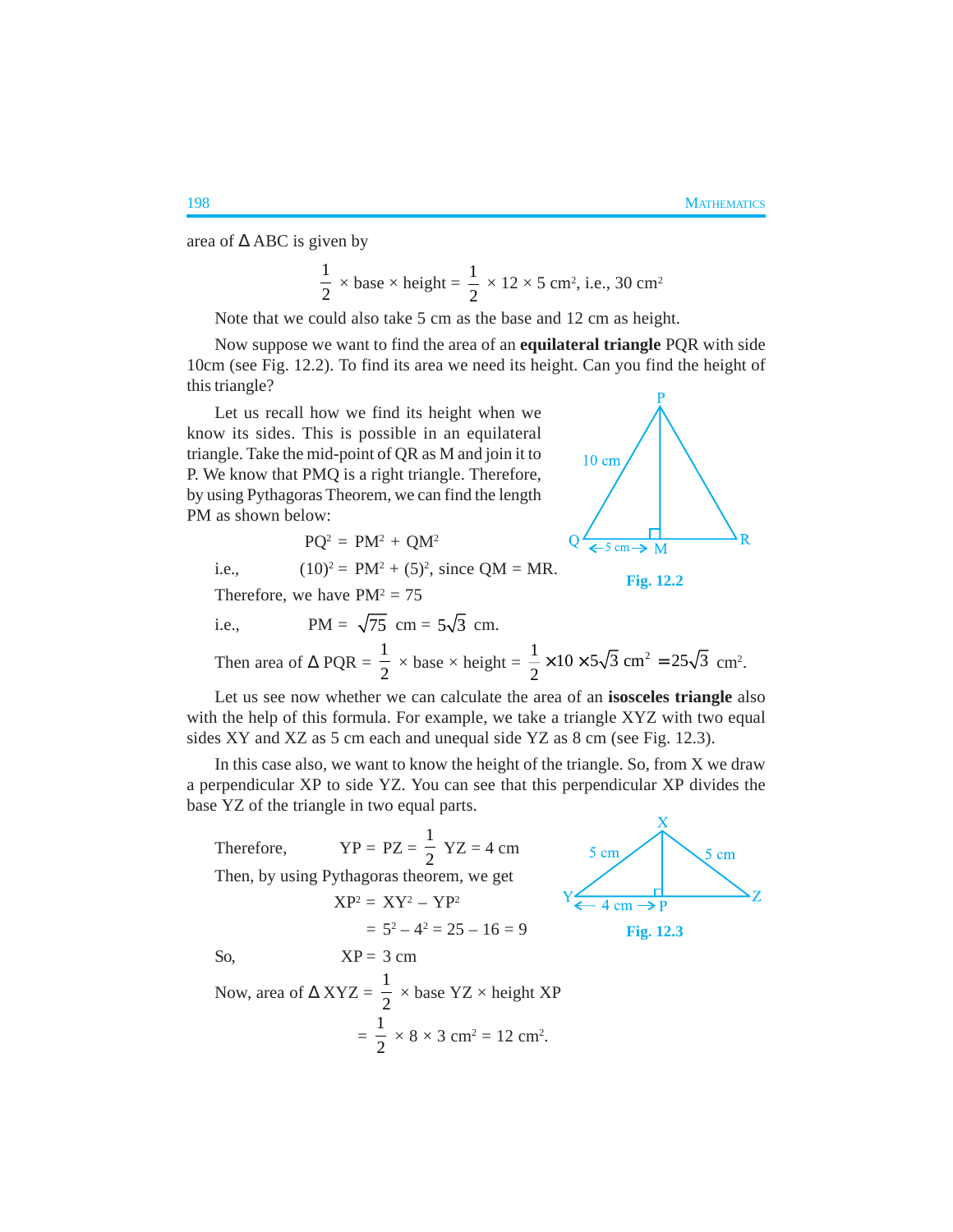area of Δ ABC is given by

$$\frac{1}{2} \times \text{base} \times \text{height} = \frac{1}{2} \times 12 \times 5 \text{ cm}^2, \text{ i.e., } 30 \text{ cm}^2$$

Note that we could also take 5 cm as the base and 12 cm as height.

Now suppose we want to find the area of an **equilateral triangle** PQR with side 10cm (see Fig. 12.2). To find its area we need its height. Can you find the height of this triangle?

Let us recall how we find its height when we know its sides. This is possible in an equilateral triangle. Take the mid-point of QR as M and join it to P. We know that PMQ is a right triangle. Therefore, by using Pythagoras Theorem, we can find the length PM as shown below:

$$PQ^2 = PM^2 + QM^2$$

i.e., $(10)^2 = PM^2 + (5)^2$, since QM = MR.

Therefore, we have $PM^2 = 75$

i.e., $PM = \sqrt{75} \text{ cm} = 5\sqrt{3} \text{ cm}.$

Fig. 12.2

Then area of Δ PQR $= \frac{1}{2} \times \text{base} \times \text{height} = \frac{1}{2} \times 10 \times 5\sqrt{3} \text{ cm}^2 = 25\sqrt{3} \text{ cm}^2.$

Let us see now whether we can calculate the area of an **isosceles triangle** also with the help of this formula. For example, we take a triangle XYZ with two equal sides XY and XZ as 5 cm each and unequal side YZ as 8 cm (see Fig. 12.3).

In this case also, we want to know the height of the triangle. So, from X we draw a perpendicular XP to side YZ. You can see that this perpendicular XP divides the base YZ of the triangle in two equal parts.

Therefore, $YP = PZ = \frac{1}{2} YZ = 4 \text{ cm}$

Then, by using Pythagoras theorem, we get

$$XP^2 = XY^2 - YP^2$$

$$= 5^2 - 4^2 = 25 - 16 = 9$$

So, $XP = 3 \text{ cm}$

Fig. 12.3

Now, area of Δ XYZ $= \frac{1}{2} \times \text{base YZ} \times \text{height XP}$

$$= \frac{1}{2} \times 8 \times 3 \text{ cm}^2 = 12 \text{ cm}^2.$$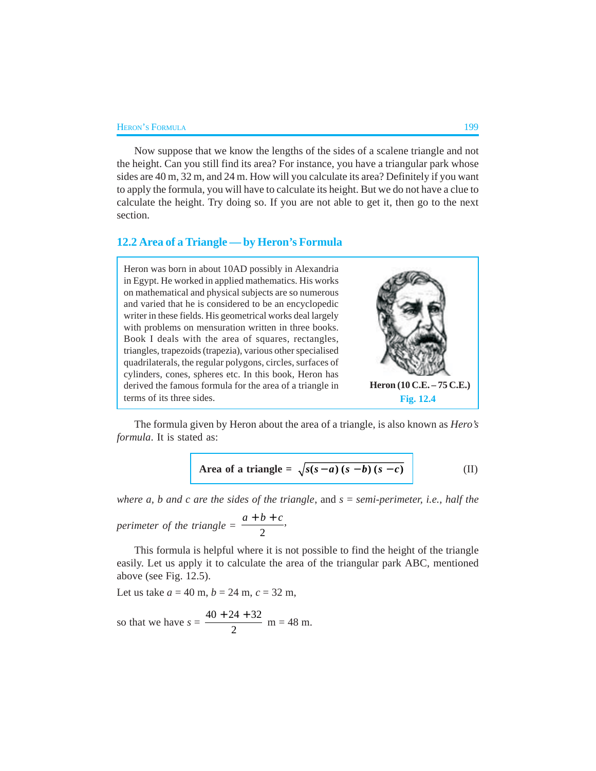Now suppose that we know the lengths of the sides of a scalene triangle and not the height. Can you still find its area? For instance, you have a triangular park whose sides are 40 m, 32 m, and 24 m. How will you calculate its area? Definitely if you want to apply the formula, you will have to calculate its height. But we do not have a clue to calculate the height. Try doing so. If you are not able to get it, then go to the next section.

## 12.2 Area of a Triangle — by Heron's Formula

Heron was born in about 10AD possibly in Alexandria in Egypt. He worked in applied mathematics. His works on mathematical and physical subjects are so numerous and varied that he is considered to be an encyclopedic writer in these fields. His geometrical works deal largely with problems on mensuration written in three books. Book I deals with the area of squares, rectangles, triangles, trapezoids (trapezia), various other specialised quadrilaterals, the regular polygons, circles, surfaces of cylinders, cones, spheres etc. In this book, Heron has derived the famous formula for the area of a triangle in terms of its three sides.

**Heron (10 C.E. – 75 C.E.)**

**Fig. 12.4**

The formula given by Heron about the area of a triangle, is also known as *Hero's formula*. It is stated as:

$$\textbf{Area of a triangle} = \sqrt{s(s-a)(s-b)(s-c)} \qquad \text{(II)}$$

*where a, b and c are the sides of the triangle*, and $s$ = *semi-perimeter, i.e., half the perimeter of the triangle* = $\dfrac{a+b+c}{2}$,

This formula is helpful where it is not possible to find the height of the triangle easily. Let us apply it to calculate the area of the triangular park ABC, mentioned above (see Fig. 12.5).

Let us take $a$ = 40 m, $b$ = 24 m, $c$ = 32 m,

so that we have $s = \dfrac{40+24+32}{2}$ m = 48 m.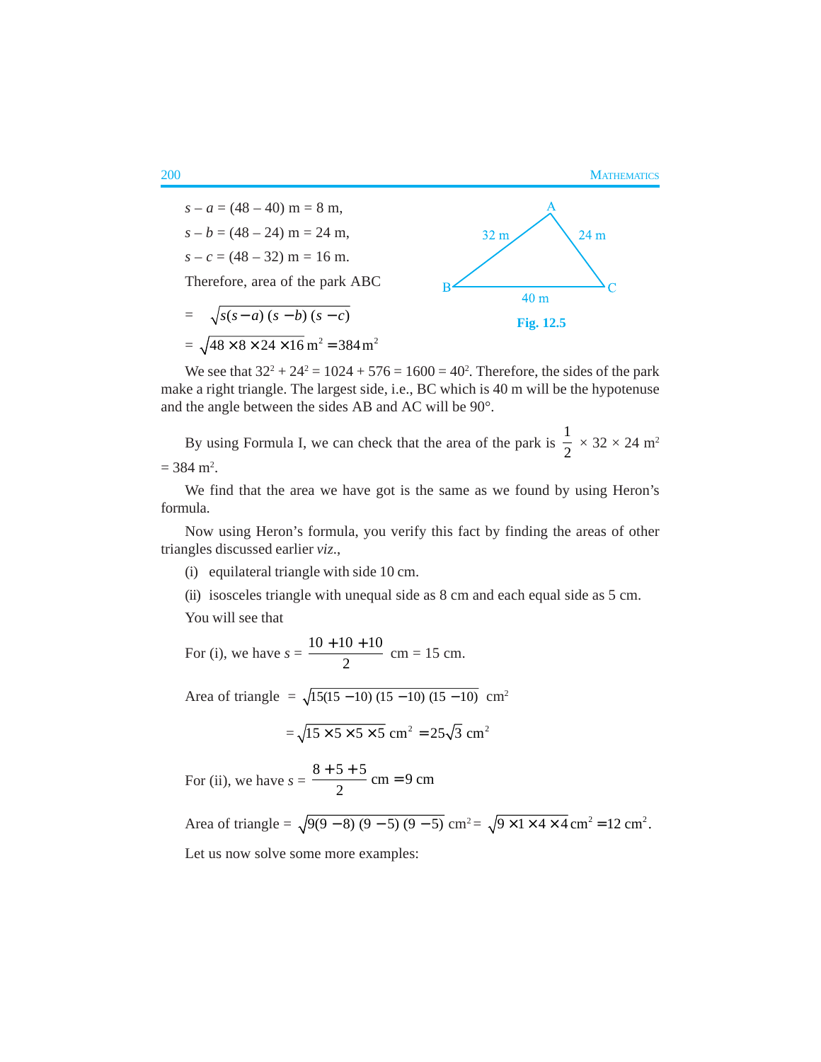$s - a = (48 - 40)$ m = 8 m,

$s - b = (48 - 24)$ m = 24 m,

$s - c = (48 - 32)$ m = 16 m.

Therefore, area of the park ABC

$$= \sqrt{s(s-a)(s-b)(s-c)}$$

$$= \sqrt{48 \times 8 \times 24 \times 16} \text{ m}^2 = 384 \text{ m}^2$$

A, B, C, 32 m, 24 m, 40 m

**Fig. 12.5**

We see that $32^2 + 24^2 = 1024 + 576 = 1600 = 40^2$. Therefore, the sides of the park make a right triangle. The largest side, i.e., BC which is 40 m will be the hypotenuse and the angle between the sides AB and AC will be 90°.

By using Formula I, we can check that the area of the park is $\frac{1}{2} \times 32 \times 24 \text{ m}^2$ $= 384 \text{ m}^2$.

We find that the area we have got is the same as we found by using Heron's formula.

Now using Heron's formula, you verify this fact by finding the areas of other triangles discussed earlier *viz.*,

(i) equilateral triangle with side 10 cm.

(ii) isosceles triangle with unequal side as 8 cm and each equal side as 5 cm.

You will see that

For (i), we have $s = \frac{10 + 10 + 10}{2}$ cm = 15 cm.

$$\text{Area of triangle} = \sqrt{15(15-10)(15-10)(15-10)} \text{ cm}^2$$

$$= \sqrt{15 \times 5 \times 5 \times 5} \text{ cm}^2 = 25\sqrt{3} \text{ cm}^2$$

For (ii), we have $s = \frac{8 + 5 + 5}{2} \text{ cm} = 9 \text{ cm}$

$$\text{Area of triangle} = \sqrt{9(9-8)(9-5)(9-5)} \text{ cm}^2 = \sqrt{9 \times 1 \times 4 \times 4} \text{ cm}^2 = 12 \text{ cm}^2.$$

Let us now solve some more examples: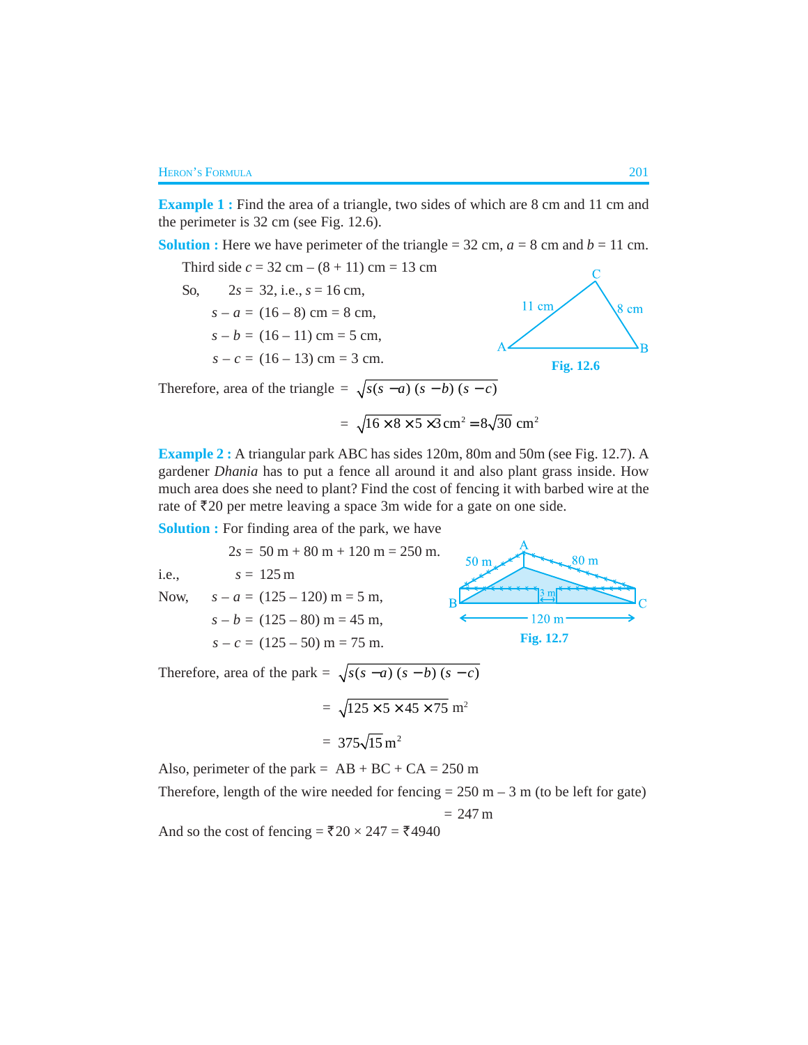**Example 1 :** Find the area of a triangle, two sides of which are 8 cm and 11 cm and the perimeter is 32 cm (see Fig. 12.6).

**Solution :** Here we have perimeter of the triangle = 32 cm, $a$ = 8 cm and $b$ = 11 cm.

Third side $c$ = 32 cm – (8 + 11) cm = 13 cm

So, $2s$ = 32, i.e., $s$ = 16 cm,

$s - a$ = (16 – 8) cm = 8 cm,

$s - b$ = (16 – 11) cm = 5 cm,

$s - c$ = (16 – 13) cm = 3 cm.

Fig. 12.6

Therefore, area of the triangle = $\sqrt{s(s-a)(s-b)(s-c)}$

$$= \sqrt{16 \times 8 \times 5 \times 3}\ \text{cm}^2 = 8\sqrt{30}\ \text{cm}^2$$

**Example 2 :** A triangular park ABC has sides 120m, 80m and 50m (see Fig. 12.7). A gardener *Dhania* has to put a fence all around it and also plant grass inside. How much area does she need to plant? Find the cost of fencing it with barbed wire at the rate of ₹20 per metre leaving a space 3m wide for a gate on one side.

**Solution :** For finding area of the park, we have

$2s$ = 50 m + 80 m + 120 m = 250 m.

i.e., $s$ = 125 m

Now, $s - a$ = (125 – 120) m = 5 m,

$s - b$ = (125 – 80) m = 45 m,

$s - c$ = (125 – 50) m = 75 m.

Fig. 12.7

Therefore, area of the park = $\sqrt{s(s-a)(s-b)(s-c)}$

$$= \sqrt{125 \times 5 \times 45 \times 75}\ \text{m}^2$$

$$= 375\sqrt{15}\ \text{m}^2$$

Also, perimeter of the park = AB + BC + CA = 250 m

Therefore, length of the wire needed for fencing = 250 m – 3 m (to be left for gate)

= 247 m

And so the cost of fencing = ₹20 × 247 = ₹4940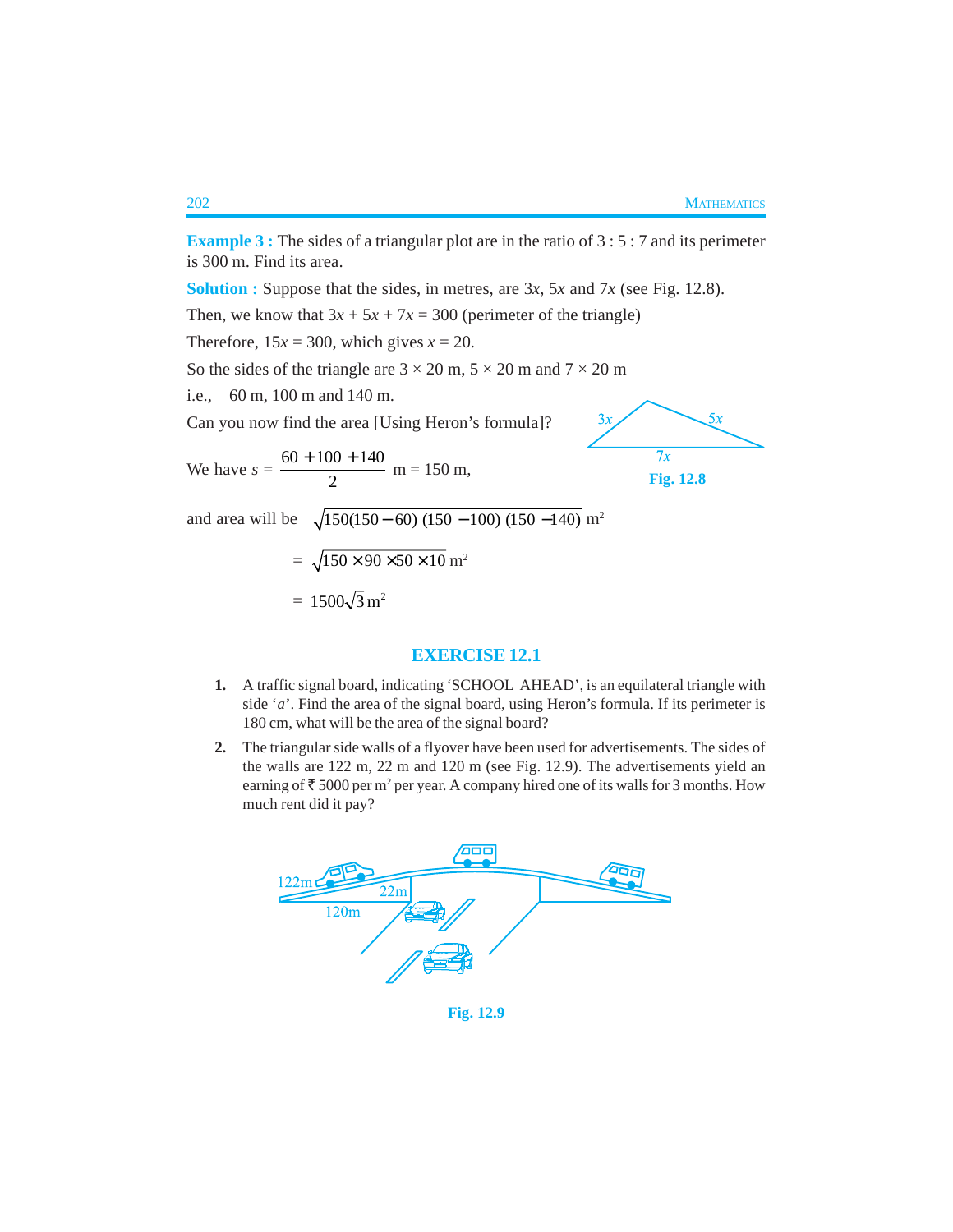**Example 3 :** The sides of a triangular plot are in the ratio of 3 : 5 : 7 and its perimeter is 300 m. Find its area.

**Solution :** Suppose that the sides, in metres, are $3x$, $5x$ and $7x$ (see Fig. 12.8).

Then, we know that $3x + 5x + 7x = 300$ (perimeter of the triangle)

Therefore, $15x = 300$, which gives $x = 20$.

So the sides of the triangle are $3 \times 20$ m, $5 \times 20$ m and $7 \times 20$ m

i.e., 60 m, 100 m and 140 m.

Can you now find the area [Using Heron's formula]?

Fig. 12.8

We have $s = \dfrac{60 + 100 + 140}{2}$ m = 150 m,

and area will be $\sqrt{150(150-60)\,(150-100)\,(150-140)}$ m$^2$

$= \sqrt{150 \times 90 \times 50 \times 10}$ m$^2$

$= 1500\sqrt{3}$ m$^2$

## EXERCISE 12.1

1. A traffic signal board, indicating 'SCHOOL AHEAD', is an equilateral triangle with side '$a$'. Find the area of the signal board, using Heron's formula. If its perimeter is 180 cm, what will be the area of the signal board?

2. The triangular side walls of a flyover have been used for advertisements. The sides of the walls are 122 m, 22 m and 120 m (see Fig. 12.9). The advertisements yield an earning of ₹ 5000 per m$^2$ per year. A company hired one of its walls for 3 months. How much rent did it pay?

Fig. 12.9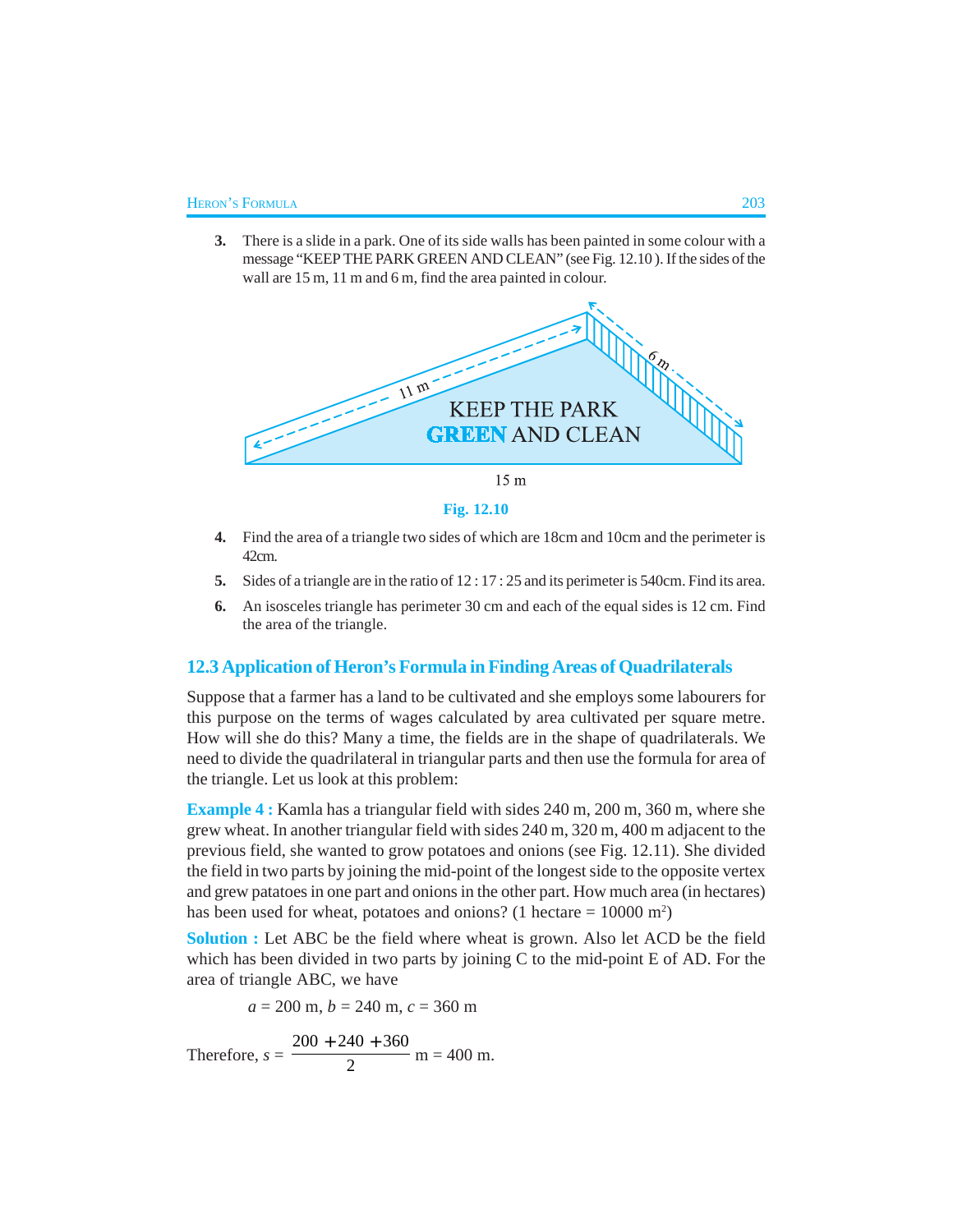3. There is a slide in a park. One of its side walls has been painted in some colour with a message "KEEP THE PARK GREEN AND CLEAN" (see Fig. 12.10 ). If the sides of the wall are 15 m, 11 m and 6 m, find the area painted in colour.

Fig. 12.10

4. Find the area of a triangle two sides of which are 18cm and 10cm and the perimeter is 42cm.

5. Sides of a triangle are in the ratio of 12 : 17 : 25 and its perimeter is 540cm. Find its area.

6. An isosceles triangle has perimeter 30 cm and each of the equal sides is 12 cm. Find the area of the triangle.

## 12.3 Application of Heron's Formula in Finding Areas of Quadrilaterals

Suppose that a farmer has a land to be cultivated and she employs some labourers for this purpose on the terms of wages calculated by area cultivated per square metre. How will she do this? Many a time, the fields are in the shape of quadrilaterals. We need to divide the quadrilateral in triangular parts and then use the formula for area of the triangle. Let us look at this problem:

**Example 4 :** Kamla has a triangular field with sides 240 m, 200 m, 360 m, where she grew wheat. In another triangular field with sides 240 m, 320 m, 400 m adjacent to the previous field, she wanted to grow potatoes and onions (see Fig. 12.11). She divided the field in two parts by joining the mid-point of the longest side to the opposite vertex and grew patatoes in one part and onions in the other part. How much area (in hectares) has been used for wheat, potatoes and onions? (1 hectare = 10000 $m^2$)

**Solution :** Let ABC be the field where wheat is grown. Also let ACD be the field which has been divided in two parts by joining C to the mid-point E of AD. For the area of triangle ABC, we have

$$a = 200 \text{ m}, b = 240 \text{ m}, c = 360 \text{ m}$$

Therefore, $s = \dfrac{200 + 240 + 360}{2}$ m = 400 m.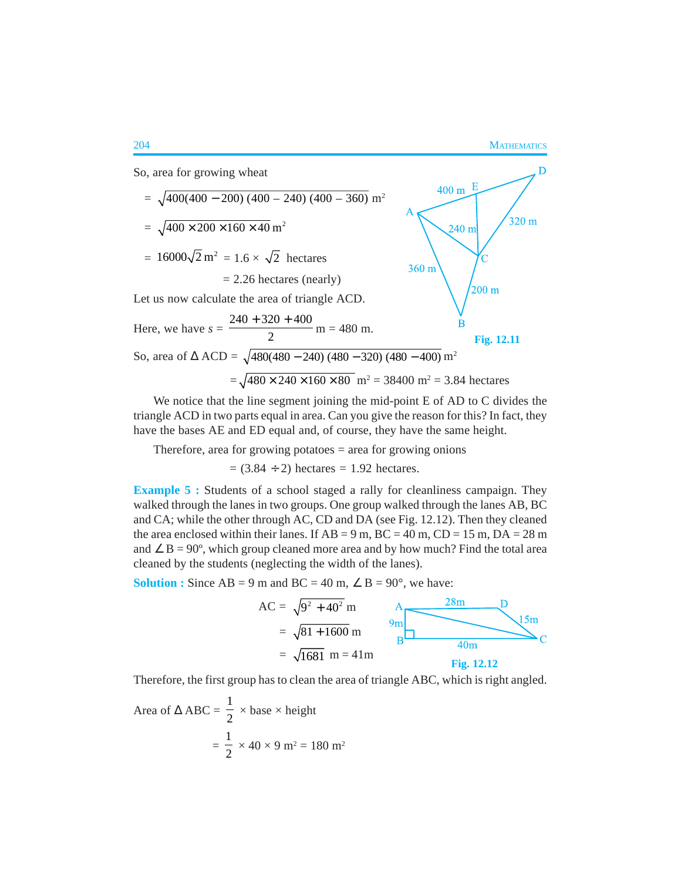So, area for growing wheat

$$= \sqrt{400(400-200)(400-240)(400-360)}\ \text{m}^2$$

$$= \sqrt{400 \times 200 \times 160 \times 40}\ \text{m}^2$$

$$= 16000\sqrt{2}\ \text{m}^2 = 1.6 \times \sqrt{2}\ \text{hectares}$$

$$= 2.26\ \text{hectares (nearly)}$$

Fig. 12.11

Let us now calculate the area of triangle ACD.

Here, we have $s = \dfrac{240 + 320 + 400}{2}$ m = 480 m.

So, area of $\Delta$ ACD $= \sqrt{480(480-240)(480-320)(480-400)}\ \text{m}^2$

$$= \sqrt{480 \times 240 \times 160 \times 80}\ \text{m}^2 = 38400\ \text{m}^2 = 3.84\ \text{hectares}$$

We notice that the line segment joining the mid-point E of AD to C divides the triangle ACD in two parts equal in area. Can you give the reason for this? In fact, they have the bases AE and ED equal and, of course, they have the same height.

Therefore, area for growing potatoes = area for growing onions

$$= (3.84 \div 2)\ \text{hectares} = 1.92\ \text{hectares.}$$

**Example 5 :** Students of a school staged a rally for cleanliness campaign. They walked through the lanes in two groups. One group walked through the lanes AB, BC and CA; while the other through AC, CD and DA (see Fig. 12.12). Then they cleaned the area enclosed within their lanes. If AB = 9 m, BC = 40 m, CD = 15 m, DA = 28 m and $\angle$B = 90º, which group cleaned more area and by how much? Find the total area cleaned by the students (neglecting the width of the lanes).

**Solution :** Since AB = 9 m and BC = 40 m, $\angle$B = 90°, we have:

$$\text{AC} = \sqrt{9^2 + 40^2}\ \text{m}$$

$$= \sqrt{81 + 1600}\ \text{m}$$

$$= \sqrt{1681}\ \text{m} = 41\text{m}$$

Fig. 12.12

Therefore, the first group has to clean the area of triangle ABC, which is right angled.

Area of $\Delta$ ABC $= \dfrac{1}{2} \times \text{base} \times \text{height}$

$$= \frac{1}{2} \times 40 \times 9\ \text{m}^2 = 180\ \text{m}^2$$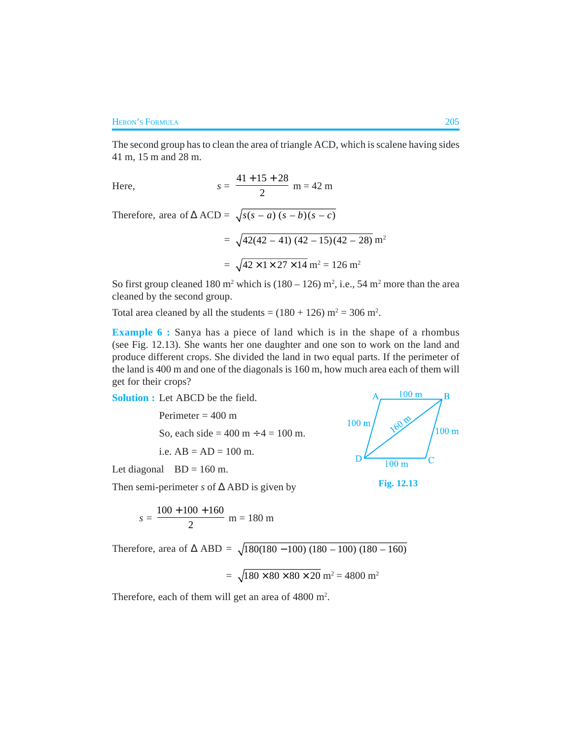The second group has to clean the area of triangle ACD, which is scalene having sides 41 m, 15 m and 28 m.

Here, $$s = \frac{41 + 15 + 28}{2} \text{ m} = 42 \text{ m}$$

Therefore, area of $\Delta$ ACD $= \sqrt{s(s-a)(s-b)(s-c)}$

$$= \sqrt{42(42-41)(42-15)(42-28)} \text{ m}^2$$

$$= \sqrt{42 \times 1 \times 27 \times 14} \text{ m}^2 = 126 \text{ m}^2$$

So first group cleaned 180 m² which is (180 – 126) m², i.e., 54 m² more than the area cleaned by the second group.

Total area cleaned by all the students = (180 + 126) m² = 306 m².

**Example 6 :** Sanya has a piece of land which is in the shape of a rhombus (see Fig. 12.13). She wants her one daughter and one son to work on the land and produce different crops. She divided the land in two equal parts. If the perimeter of the land is 400 m and one of the diagonals is 160 m, how much area each of them will get for their crops?

**Solution :** Let ABCD be the field.

Perimeter = 400 m

So, each side = 400 m ÷ 4 = 100 m.

i.e. AB = AD = 100 m.

Let diagonal BD = 160 m.

Then semi-perimeter $s$ of $\Delta$ ABD is given by

Fig. 12.13

$$s = \frac{100 + 100 + 160}{2} \text{ m} = 180 \text{ m}$$

Therefore, area of $\Delta$ ABD $= \sqrt{180(180-100)(180-100)(180-160)}$

$$= \sqrt{180 \times 80 \times 80 \times 20} \text{ m}^2 = 4800 \text{ m}^2$$

Therefore, each of them will get an area of 4800 m².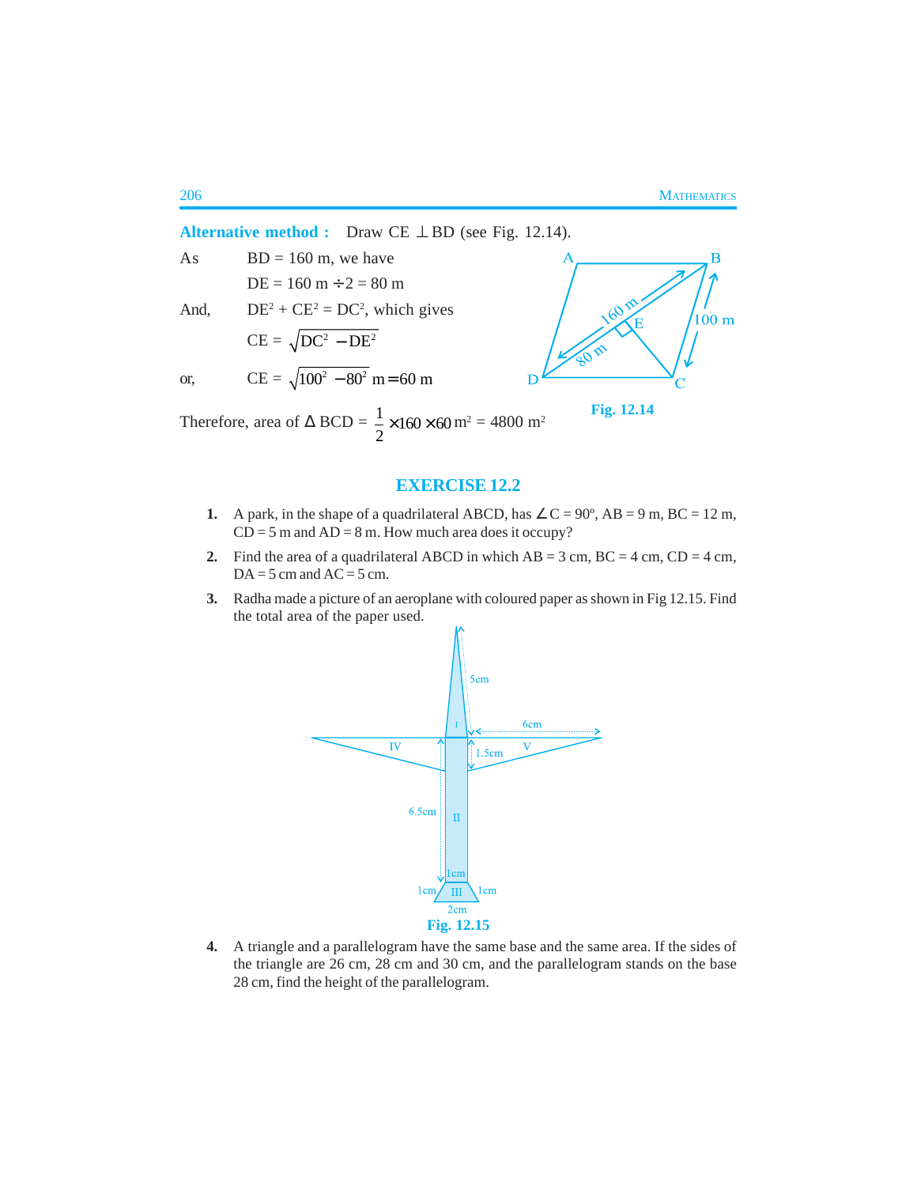**Alternative method :** Draw CE $\perp$ BD (see Fig. 12.14).

As BD = 160 m, we have

DE = 160 m $\div$ 2 = 80 m

And, $DE^2 + CE^2 = DC^2$, which gives

$$CE = \sqrt{DC^2 - DE^2}$$

or, $$CE = \sqrt{100^2 - 80^2}\text{ m} = 60\text{ m}$$

Therefore, area of $\Delta$ BCD = $\frac{1}{2} \times 160 \times 60 \text{ m}^2 = 4800 \text{ m}^2$

Fig. 12.14

## EXERCISE 12.2

1. A park, in the shape of a quadrilateral ABCD, has $\angle$C = 90º, AB = 9 m, BC = 12 m, CD = 5 m and AD = 8 m. How much area does it occupy?

2. Find the area of a quadrilateral ABCD in which AB = 3 cm, BC = 4 cm, CD = 4 cm, DA = 5 cm and AC = 5 cm.

3. Radha made a picture of an aeroplane with coloured paper as shown in Fig 12.15. Find the total area of the paper used.

Fig. 12.15

4. A triangle and a parallelogram have the same base and the same area. If the sides of the triangle are 26 cm, 28 cm and 30 cm, and the parallelogram stands on the base 28 cm, find the height of the parallelogram.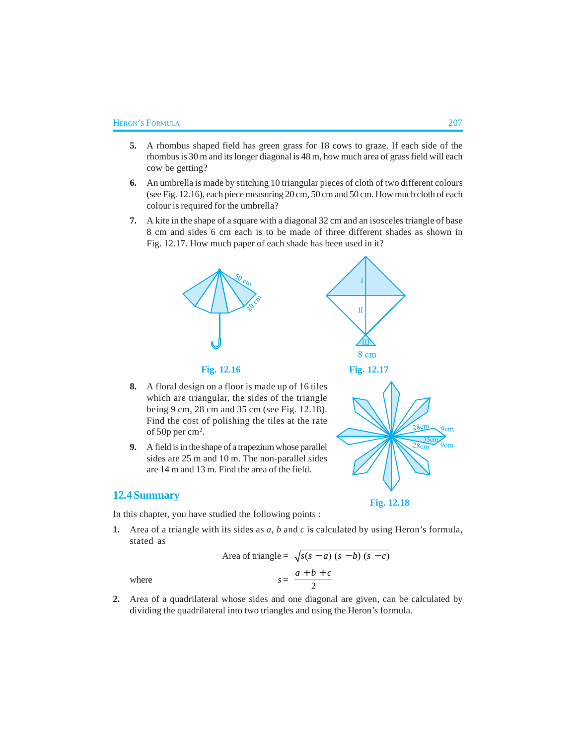5. A rhombus shaped field has green grass for 18 cows to graze. If each side of the rhombus is 30 m and its longer diagonal is 48 m, how much area of grass field will each cow be getting?

6. An umbrella is made by stitching 10 triangular pieces of cloth of two different colours (see Fig. 12.16), each piece measuring 20 cm, 50 cm and 50 cm. How much cloth of each colour is required for the umbrella?

7. A kite in the shape of a square with a diagonal 32 cm and an isosceles triangle of base 8 cm and sides 6 cm each is to be made of three different shades as shown in Fig. 12.17. How much paper of each shade has been used in it?

50 cm

20 cm

Fig. 12.16

I

II

III

8 cm

Fig. 12.17

8. A floral design on a floor is made up of 16 tiles which are triangular, the sides of the triangle being 9 cm, 28 cm and 35 cm (see Fig. 12.18). Find the cost of polishing the tiles at the rate of 50p per cm$^2$.

9. A field is in the shape of a trapezium whose parallel sides are 25 m and 10 m. The non-parallel sides are 14 m and 13 m. Find the area of the field.

28cm

9cm

35cm

28cm

9cm

Fig. 12.18

## 12.4 Summary

In this chapter, you have studied the following points :

1. Area of a triangle with its sides as $a$, $b$ and $c$ is calculated by using Heron's formula, stated as

$$\text{Area of triangle} = \sqrt{s(s-a)(s-b)(s-c)}$$

where
$$s = \frac{a+b+c}{2}$$

2. Area of a quadrilateral whose sides and one diagonal are given, can be calculated by dividing the quadrilateral into two triangles and using the Heron's formula.